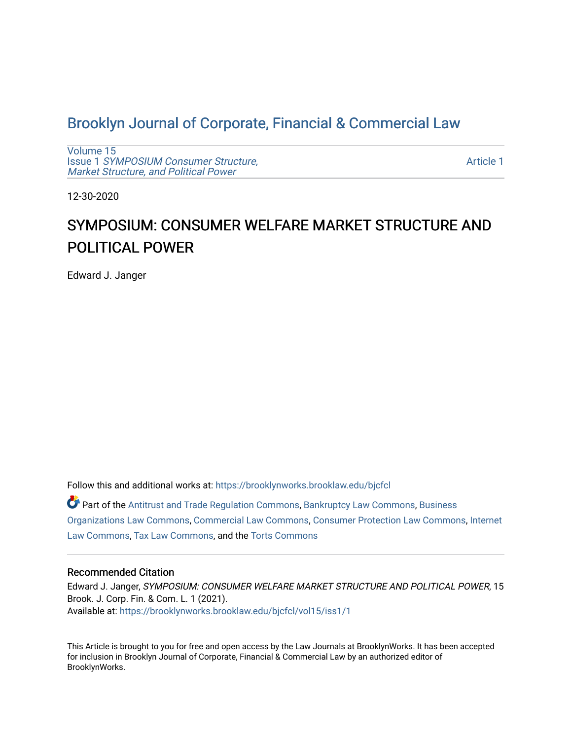# Brooklyn Journal of Corporate, Financial & Commercial Law

Volume 15
Issue 1 *SYMPOSIUM Consumer Structure, Market Structure, and Political Power*

Article 1

12-30-2020

## SYMPOSIUM: CONSUMER WELFARE MARKET STRUCTURE AND POLITICAL POWER

Edward J. Janger

Follow this and additional works at: https://brooklynworks.brooklaw.edu/bjcfcl

Part of the Antitrust and Trade Regulation Commons, Bankruptcy Law Commons, Business Organizations Law Commons, Commercial Law Commons, Consumer Protection Law Commons, Internet Law Commons, Tax Law Commons, and the Torts Commons

### Recommended Citation

Edward J. Janger, *SYMPOSIUM: CONSUMER WELFARE MARKET STRUCTURE AND POLITICAL POWER*, 15 Brook. J. Corp. Fin. & Com. L. 1 (2021).
Available at: https://brooklynworks.brooklaw.edu/bjcfcl/vol15/iss1/1

This Article is brought to you for free and open access by the Law Journals at BrooklynWorks. It has been accepted for inclusion in Brooklyn Journal of Corporate, Financial & Commercial Law by an authorized editor of BrooklynWorks.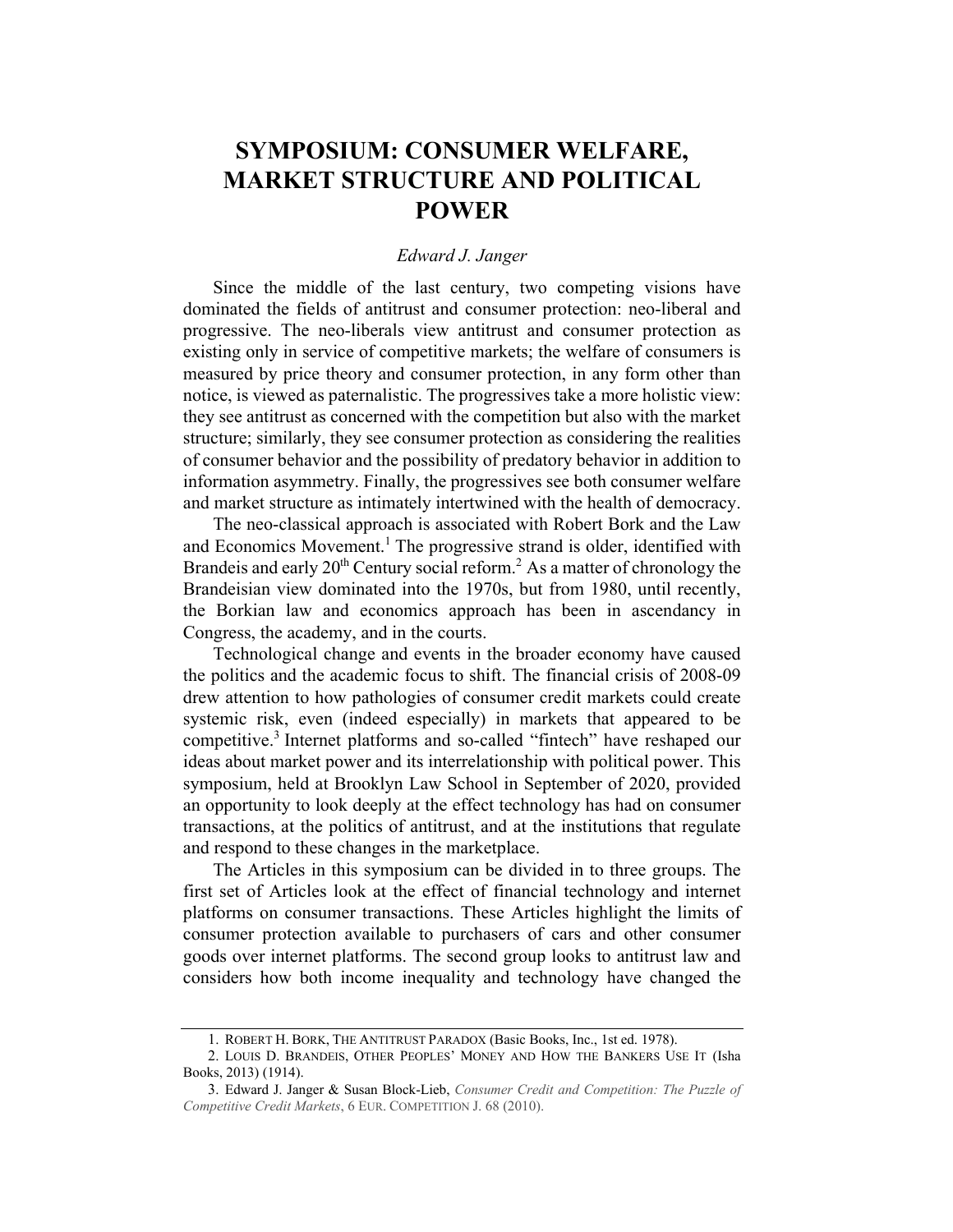# SYMPOSIUM: CONSUMER WELFARE, MARKET STRUCTURE AND POLITICAL POWER

*Edward J. Janger*

Since the middle of the last century, two competing visions have dominated the fields of antitrust and consumer protection: neo-liberal and progressive. The neo-liberals view antitrust and consumer protection as existing only in service of competitive markets; the welfare of consumers is measured by price theory and consumer protection, in any form other than notice, is viewed as paternalistic. The progressives take a more holistic view: they see antitrust as concerned with the competition but also with the market structure; similarly, they see consumer protection as considering the realities of consumer behavior and the possibility of predatory behavior in addition to information asymmetry. Finally, the progressives see both consumer welfare and market structure as intimately intertwined with the health of democracy.

The neo-classical approach is associated with Robert Bork and the Law and Economics Movement.[1] The progressive strand is older, identified with Brandeis and early 20th Century social reform.[2] As a matter of chronology the Brandeisian view dominated into the 1970s, but from 1980, until recently, the Borkian law and economics approach has been in ascendancy in Congress, the academy, and in the courts.

Technological change and events in the broader economy have caused the politics and the academic focus to shift. The financial crisis of 2008-09 drew attention to how pathologies of consumer credit markets could create systemic risk, even (indeed especially) in markets that appeared to be competitive.[3] Internet platforms and so-called "fintech" have reshaped our ideas about market power and its interrelationship with political power. This symposium, held at Brooklyn Law School in September of 2020, provided an opportunity to look deeply at the effect technology has had on consumer transactions, at the politics of antitrust, and at the institutions that regulate and respond to these changes in the marketplace.

The Articles in this symposium can be divided in to three groups. The first set of Articles look at the effect of financial technology and internet platforms on consumer transactions. These Articles highlight the limits of consumer protection available to purchasers of cars and other consumer goods over internet platforms. The second group looks to antitrust law and considers how both income inequality and technology have changed the

---

1. ROBERT H. BORK, THE ANTITRUST PARADOX (Basic Books, Inc., 1st ed. 1978).

2. LOUIS D. BRANDEIS, OTHER PEOPLES' MONEY AND HOW THE BANKERS USE IT (Isha Books, 2013) (1914).

3. Edward J. Janger & Susan Block-Lieb, *Consumer Credit and Competition: The Puzzle of Competitive Credit Markets*, 6 EUR. COMPETITION J. 68 (2010).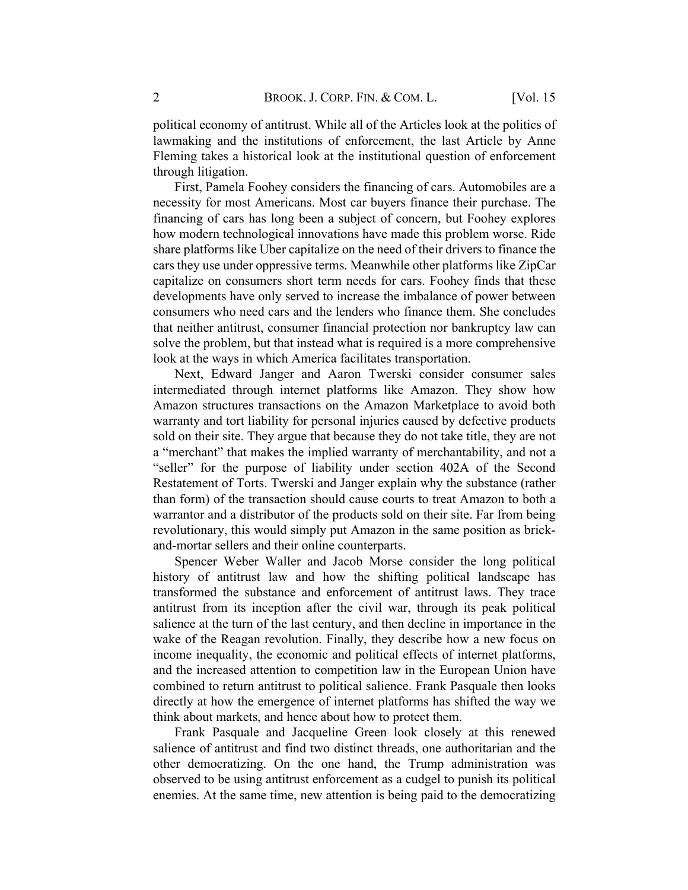political economy of antitrust. While all of the Articles look at the politics of lawmaking and the institutions of enforcement, the last Article by Anne Fleming takes a historical look at the institutional question of enforcement through litigation.

First, Pamela Foohey considers the financing of cars. Automobiles are a necessity for most Americans. Most car buyers finance their purchase. The financing of cars has long been a subject of concern, but Foohey explores how modern technological innovations have made this problem worse. Ride share platforms like Uber capitalize on the need of their drivers to finance the cars they use under oppressive terms. Meanwhile other platforms like ZipCar capitalize on consumers short term needs for cars. Foohey finds that these developments have only served to increase the imbalance of power between consumers who need cars and the lenders who finance them. She concludes that neither antitrust, consumer financial protection nor bankruptcy law can solve the problem, but that instead what is required is a more comprehensive look at the ways in which America facilitates transportation.

Next, Edward Janger and Aaron Twerski consider consumer sales intermediated through internet platforms like Amazon. They show how Amazon structures transactions on the Amazon Marketplace to avoid both warranty and tort liability for personal injuries caused by defective products sold on their site. They argue that because they do not take title, they are not a "merchant" that makes the implied warranty of merchantability, and not a "seller" for the purpose of liability under section 402A of the Second Restatement of Torts. Twerski and Janger explain why the substance (rather than form) of the transaction should cause courts to treat Amazon to both a warrantor and a distributor of the products sold on their site. Far from being revolutionary, this would simply put Amazon in the same position as brick-and-mortar sellers and their online counterparts.

Spencer Weber Waller and Jacob Morse consider the long political history of antitrust law and how the shifting political landscape has transformed the substance and enforcement of antitrust laws. They trace antitrust from its inception after the civil war, through its peak political salience at the turn of the last century, and then decline in importance in the wake of the Reagan revolution. Finally, they describe how a new focus on income inequality, the economic and political effects of internet platforms, and the increased attention to competition law in the European Union have combined to return antitrust to political salience. Frank Pasquale then looks directly at how the emergence of internet platforms has shifted the way we think about markets, and hence about how to protect them.

Frank Pasquale and Jacqueline Green look closely at this renewed salience of antitrust and find two distinct threads, one authoritarian and the other democratizing. On the one hand, the Trump administration was observed to be using antitrust enforcement as a cudgel to punish its political enemies. At the same time, new attention is being paid to the democratizing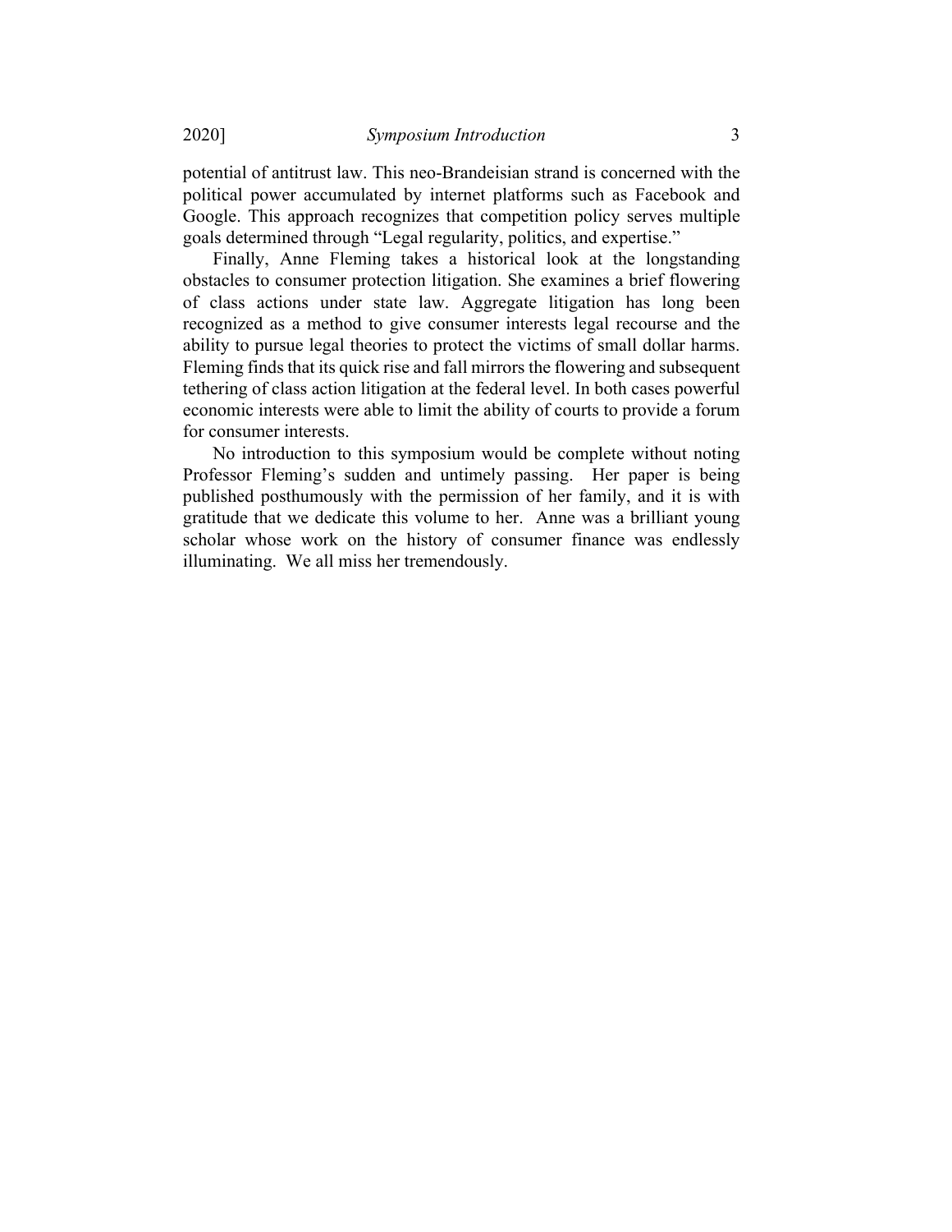potential of antitrust law. This neo-Brandeisian strand is concerned with the political power accumulated by internet platforms such as Facebook and Google. This approach recognizes that competition policy serves multiple goals determined through "Legal regularity, politics, and expertise."

Finally, Anne Fleming takes a historical look at the longstanding obstacles to consumer protection litigation. She examines a brief flowering of class actions under state law. Aggregate litigation has long been recognized as a method to give consumer interests legal recourse and the ability to pursue legal theories to protect the victims of small dollar harms. Fleming finds that its quick rise and fall mirrors the flowering and subsequent tethering of class action litigation at the federal level. In both cases powerful economic interests were able to limit the ability of courts to provide a forum for consumer interests.

No introduction to this symposium would be complete without noting Professor Fleming's sudden and untimely passing. Her paper is being published posthumously with the permission of her family, and it is with gratitude that we dedicate this volume to her. Anne was a brilliant young scholar whose work on the history of consumer finance was endlessly illuminating. We all miss her tremendously.